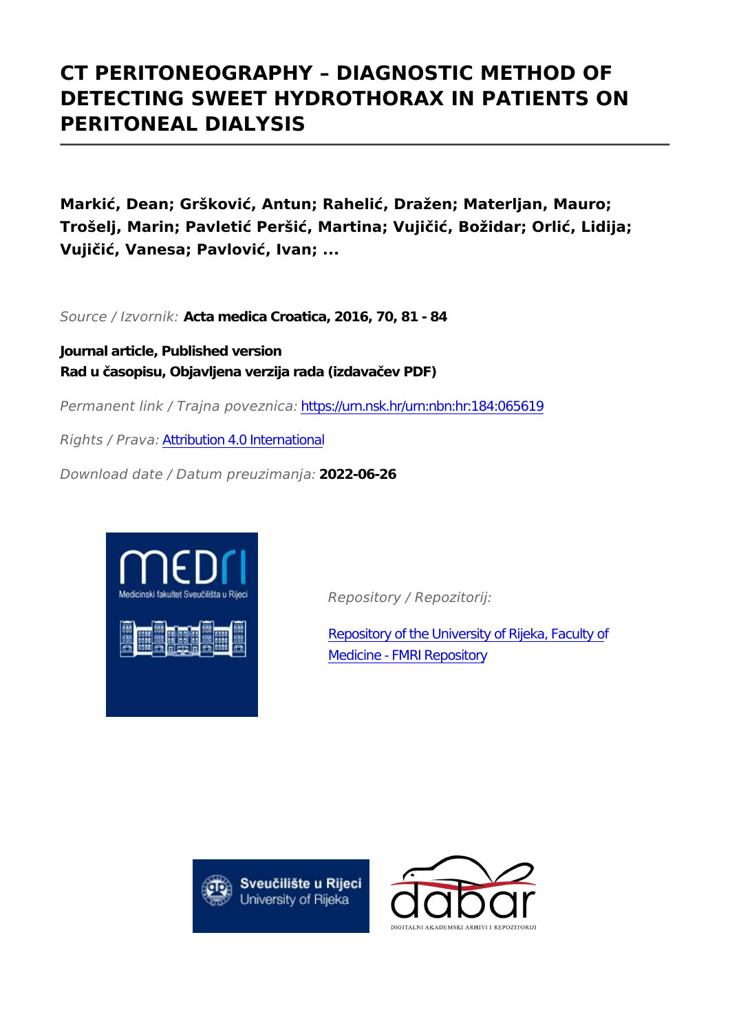# CT PERITONEOGRAPHY – DIAGNOSTIC METHOD OF DETECTING SWEET HYDROTHORAX IN PATIENTS ON PERITONEAL DIALYSIS

**Markić, Dean; Gršković, Antun; Rahelić, Dražen; Materljan, Mauro; Trošelj, Marin; Pavletić Peršić, Martina; Vujičić, Božidar; Orlić, Lidija; Vujičić, Vanesa; Pavlović, Ivan; ...**

*Source / Izvornik:* **Acta medica Croatica, 2016, 70, 81 - 84**

**Journal article, Published version**
**Rad u časopisu, Objavljena verzija rada (izdavačev PDF)**

*Permanent link / Trajna poveznica:* https://urn.nsk.hr/urn:nbn:hr:184:065619

*Rights / Prava:* Attribution 4.0 International

*Download date / Datum preuzimanja:* **2022-06-26**

*Repository / Repozitorij:*

Repository of the University of Rijeka, Faculty of Medicine - FMRI Repository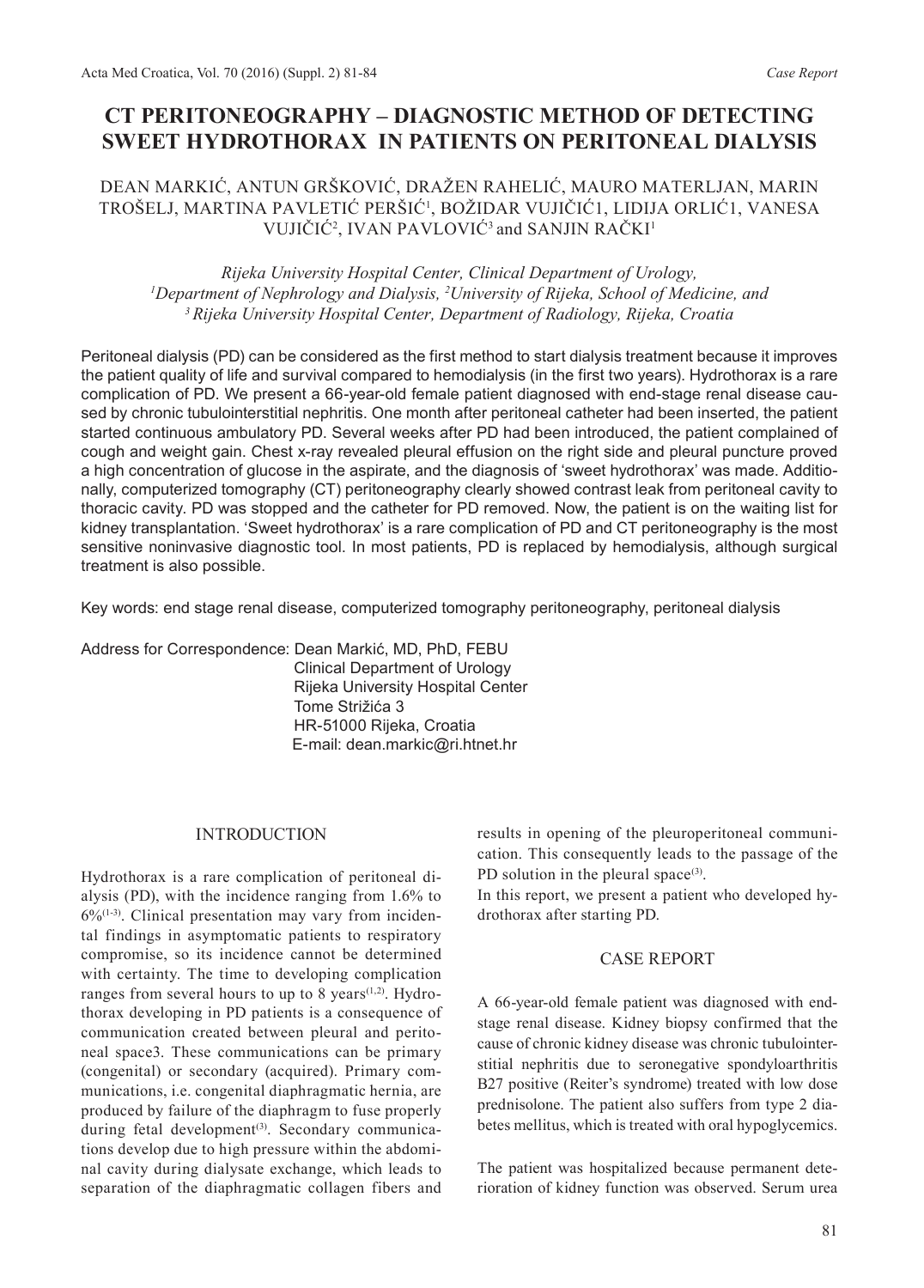# CT PERITONEOGRAPHY – DIAGNOSTIC METHOD OF DETECTING SWEET HYDROTHORAX IN PATIENTS ON PERITONEAL DIALYSIS

DEAN MARKIĆ, ANTUN GRŠKOVIĆ, DRAŽEN RAHELIĆ, MAURO MATERLJAN, MARIN TROŠELJ, MARTINA PAVLETIĆ PERŠIĆ[1], BOŽIDAR VUJIČIĆ1, LIDIJA ORLIĆ1, VANESA VUJIČIĆ[2], IVAN PAVLOVIĆ[3] and SANJIN RAČKI[1]

*Rijeka University Hospital Center, Clinical Department of Urology,*
*[1]Department of Nephrology and Dialysis, [2]University of Rijeka, School of Medicine, and*
*[3]Rijeka University Hospital Center, Department of Radiology, Rijeka, Croatia*

Peritoneal dialysis (PD) can be considered as the first method to start dialysis treatment because it improves the patient quality of life and survival compared to hemodialysis (in the first two years). Hydrothorax is a rare complication of PD. We present a 66-year-old female patient diagnosed with end-stage renal disease caused by chronic tubulointerstitial nephritis. One month after peritoneal catheter had been inserted, the patient started continuous ambulatory PD. Several weeks after PD had been introduced, the patient complained of cough and weight gain. Chest x-ray revealed pleural effusion on the right side and pleural puncture proved a high concentration of glucose in the aspirate, and the diagnosis of 'sweet hydrothorax' was made. Additionally, computerized tomography (CT) peritoneography clearly showed contrast leak from peritoneal cavity to thoracic cavity. PD was stopped and the catheter for PD removed. Now, the patient is on the waiting list for kidney transplantation. 'Sweet hydrothorax' is a rare complication of PD and CT peritoneography is the most sensitive noninvasive diagnostic tool. In most patients, PD is replaced by hemodialysis, although surgical treatment is also possible.

Key words: end stage renal disease, computerized tomography peritoneography, peritoneal dialysis

Address for Correspondence: Dean Markić, MD, PhD, FEBU
Clinical Department of Urology
Rijeka University Hospital Center
Tome Strižića 3
HR-51000 Rijeka, Croatia
E-mail: dean.markic@ri.htnet.hr

## INTRODUCTION

Hydrothorax is a rare complication of peritoneal dialysis (PD), with the incidence ranging from 1.6% to 6%[1-3]. Clinical presentation may vary from incidental findings in asymptomatic patients to respiratory compromise, so its incidence cannot be determined with certainty. The time to developing complication ranges from several hours to up to 8 years[1,2]. Hydrothorax developing in PD patients is a consequence of communication created between pleural and peritoneal space3. These communications can be primary (congenital) or secondary (acquired). Primary communications, i.e. congenital diaphragmatic hernia, are produced by failure of the diaphragm to fuse properly during fetal development[3]. Secondary communications develop due to high pressure within the abdominal cavity during dialysate exchange, which leads to separation of the diaphragmatic collagen fibers and results in opening of the pleuroperitoneal communication. This consequently leads to the passage of the PD solution in the pleural space[3].

In this report, we present a patient who developed hydrothorax after starting PD.

## CASE REPORT

A 66-year-old female patient was diagnosed with end-stage renal disease. Kidney biopsy confirmed that the cause of chronic kidney disease was chronic tubulointerstitial nephritis due to seronegative spondyloarthritis B27 positive (Reiter's syndrome) treated with low dose prednisolone. The patient also suffers from type 2 diabetes mellitus, which is treated with oral hypoglycemics.

The patient was hospitalized because permanent deterioration of kidney function was observed. Serum urea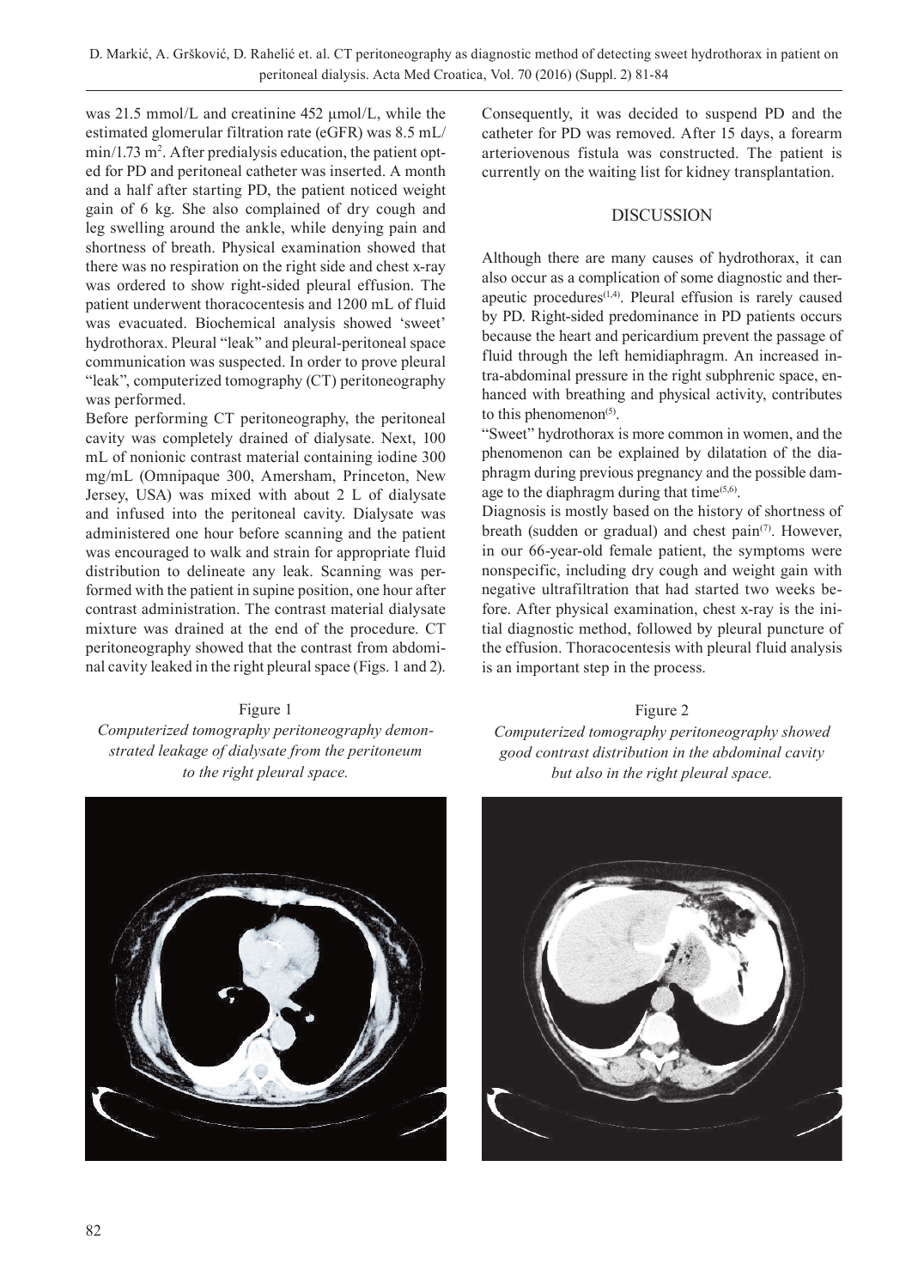was 21.5 mmol/L and creatinine 452 μmol/L, while the estimated glomerular filtration rate (eGFR) was 8.5 mL/min/1.73 $m^2$. After predialysis education, the patient opted for PD and peritoneal catheter was inserted. A month and a half after starting PD, the patient noticed weight gain of 6 kg. She also complained of dry cough and leg swelling around the ankle, while denying pain and shortness of breath. Physical examination showed that there was no respiration on the right side and chest x-ray was ordered to show right-sided pleural effusion. The patient underwent thoracocentesis and 1200 mL of fluid was evacuated. Biochemical analysis showed 'sweet' hydrothorax. Pleural "leak" and pleural-peritoneal space communication was suspected. In order to prove pleural "leak", computerized tomography (CT) peritoneography was performed.

Before performing CT peritoneography, the peritoneal cavity was completely drained of dialysate. Next, 100 mL of nonionic contrast material containing iodine 300 mg/mL (Omnipaque 300, Amersham, Princeton, New Jersey, USA) was mixed with about 2 L of dialysate and infused into the peritoneal cavity. Dialysate was administered one hour before scanning and the patient was encouraged to walk and strain for appropriate fluid distribution to delineate any leak. Scanning was performed with the patient in supine position, one hour after contrast administration. The contrast material dialysate mixture was drained at the end of the procedure. CT peritoneography showed that the contrast from abdominal cavity leaked in the right pleural space (Figs. 1 and 2).

Consequently, it was decided to suspend PD and the catheter for PD was removed. After 15 days, a forearm arteriovenous fistula was constructed. The patient is currently on the waiting list for kidney transplantation.

## DISCUSSION

Although there are many causes of hydrothorax, it can also occur as a complication of some diagnostic and therapeutic procedures[1,4]. Pleural effusion is rarely caused by PD. Right-sided predominance in PD patients occurs because the heart and pericardium prevent the passage of fluid through the left hemidiaphragm. An increased intra-abdominal pressure in the right subphrenic space, enhanced with breathing and physical activity, contributes to this phenomenon[5].

"Sweet" hydrothorax is more common in women, and the phenomenon can be explained by dilatation of the diaphragm during previous pregnancy and the possible damage to the diaphragm during that time[5,6].

Diagnosis is mostly based on the history of shortness of breath (sudden or gradual) and chest pain[7]. However, in our 66-year-old female patient, the symptoms were nonspecific, including dry cough and weight gain with negative ultrafiltration that had started two weeks before. After physical examination, chest x-ray is the initial diagnostic method, followed by pleural puncture of the effusion. Thoracocentesis with pleural fluid analysis is an important step in the process.

Figure 1
*Computerized tomography peritoneography demonstrated leakage of dialysate from the peritoneum to the right pleural space.*

Figure 2
*Computerized tomography peritoneography showed good contrast distribution in the abdominal cavity but also in the right pleural space.*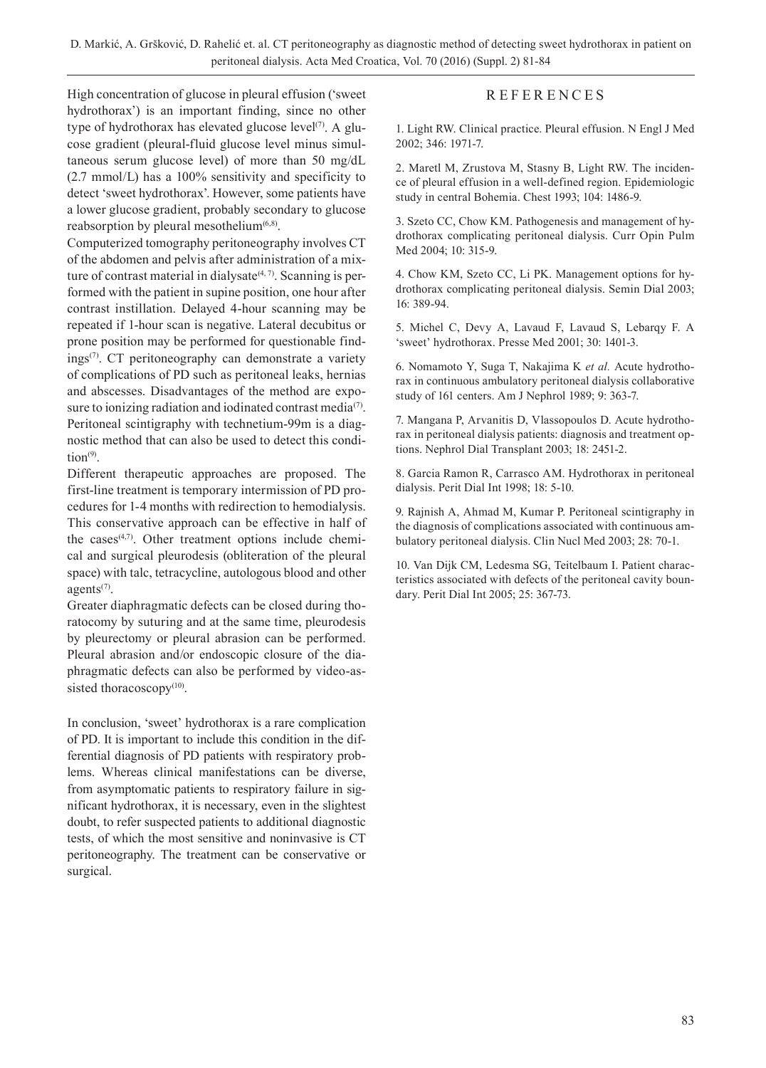High concentration of glucose in pleural effusion ('sweet hydrothorax') is an important finding, since no other type of hydrothorax has elevated glucose level[7]. A glucose gradient (pleural-fluid glucose level minus simultaneous serum glucose level) of more than 50 mg/dL (2.7 mmol/L) has a 100% sensitivity and specificity to detect 'sweet hydrothorax'. However, some patients have a lower glucose gradient, probably secondary to glucose reabsorption by pleural mesothelium[6,8].

Computerized tomography peritoneography involves CT of the abdomen and pelvis after administration of a mixture of contrast material in dialysate[4, 7]. Scanning is performed with the patient in supine position, one hour after contrast instillation. Delayed 4-hour scanning may be repeated if 1-hour scan is negative. Lateral decubitus or prone position may be performed for questionable findings[7]. CT peritoneography can demonstrate a variety of complications of PD such as peritoneal leaks, hernias and abscesses. Disadvantages of the method are exposure to ionizing radiation and iodinated contrast media[7]. Peritoneal scintigraphy with technetium-99m is a diagnostic method that can also be used to detect this condition[9].

Different therapeutic approaches are proposed. The first-line treatment is temporary intermission of PD procedures for 1-4 months with redirection to hemodialysis. This conservative approach can be effective in half of the cases[4,7]. Other treatment options include chemical and surgical pleurodesis (obliteration of the pleural space) with talc, tetracycline, autologous blood and other agents[7].

Greater diaphragmatic defects can be closed during thoratocomy by suturing and at the same time, pleurodesis by pleurectomy or pleural abrasion can be performed. Pleural abrasion and/or endoscopic closure of the diaphragmatic defects can also be performed by video-assisted thoracoscopy[10].

In conclusion, 'sweet' hydrothorax is a rare complication of PD. It is important to include this condition in the differential diagnosis of PD patients with respiratory problems. Whereas clinical manifestations can be diverse, from asymptomatic patients to respiratory failure in significant hydrothorax, it is necessary, even in the slightest doubt, to refer suspected patients to additional diagnostic tests, of which the most sensitive and noninvasive is CT peritoneography. The treatment can be conservative or surgical.

## REFERENCES

1. Light RW. Clinical practice. Pleural effusion. N Engl J Med 2002; 346: 1971-7.

2. Maretl M, Zrustova M, Stasny B, Light RW. The incidence of pleural effusion in a well-defined region. Epidemiologic study in central Bohemia. Chest 1993; 104: 1486-9.

3. Szeto CC, Chow KM. Pathogenesis and management of hydrothorax complicating peritoneal dialysis. Curr Opin Pulm Med 2004; 10: 315-9.

4. Chow KM, Szeto CC, Li PK. Management options for hydrothorax complicating peritoneal dialysis. Semin Dial 2003; 16: 389-94.

5. Michel C, Devy A, Lavaud F, Lavaud S, Lebarqy F. A 'sweet' hydrothorax. Presse Med 2001; 30: 1401-3.

6. Nomamoto Y, Suga T, Nakajima K *et al.* Acute hydrothorax in continuous ambulatory peritoneal dialysis collaborative study of 161 centers. Am J Nephrol 1989; 9: 363-7.

7. Mangana P, Arvanitis D, Vlassopoulos D. Acute hydrothorax in peritoneal dialysis patients: diagnosis and treatment options. Nephrol Dial Transplant 2003; 18: 2451-2.

8. Garcia Ramon R, Carrasco AM. Hydrothorax in peritoneal dialysis. Perit Dial Int 1998; 18: 5-10.

9. Rajnish A, Ahmad M, Kumar P. Peritoneal scintigraphy in the diagnosis of complications associated with continuous ambulatory peritoneal dialysis. Clin Nucl Med 2003; 28: 70-1.

10. Van Dijk CM, Ledesma SG, Teitelbaum I. Patient characteristics associated with defects of the peritoneal cavity boundary. Perit Dial Int 2005; 25: 367-73.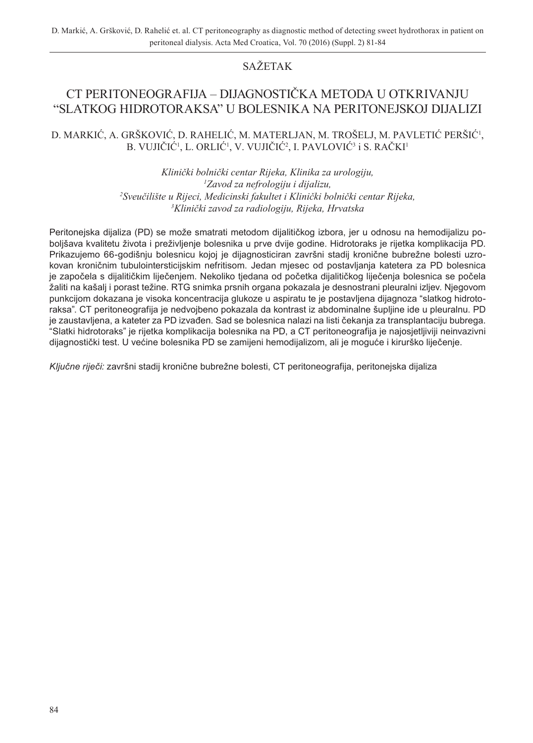## SAŽETAK

# CT PERITONEOGRAFIJA – DIJAGNOSTIČKA METODA U OTKRIVANJU "SLATKOG HIDROTORAKSA" U BOLESNIKA NA PERITONEJSKOJ DIJALIZI

D. MARKIĆ, A. GRŠKOVIĆ, D. RAHELIĆ, M. MATERLJAN, M. TROŠELJ, M. PAVLETIĆ PERŠIĆ[1], B. VUJIČIĆ[1], L. ORLIĆ[1], V. VUJIČIĆ[2], I. PAVLOVIĆ[3] i S. RAČKI[1]

*Klinički bolnički centar Rijeka, Klinika za urologiju,*
*[1]Zavod za nefrologiju i dijalizu,*
*[2]Sveučilište u Rijeci, Medicinski fakultet i Klinički bolnički centar Rijeka,*
*[3]Klinički zavod za radiologiju, Rijeka, Hrvatska*

Peritonejska dijaliza (PD) se može smatrati metodom dijalitičkog izbora, jer u odnosu na hemodijalizu poboljšava kvalitetu života i preživljenje bolesnika u prve dvije godine. Hidrotoraks je rijetka komplikacija PD. Prikazujemo 66-godišnju bolesnicu kojoj je dijagnosticiran završni stadij kronične bubrežne bolesti uzrokovan kroničnim tubulointersticijskim nefritisom. Jedan mjesec od postavljanja katetera za PD bolesnica je započela s dijalitičkim liječenjem. Nekoliko tjedana od početka dijalitičkog liječenja bolesnica se počela žaliti na kašalj i porast težine. RTG snimka prsnih organa pokazala je desnostrani pleuralni izljev. Njegovom punkcijom dokazana je visoka koncentracija glukoze u aspiratu te je postavljena dijagnoza "slatkog hidrotoraksa". CT peritoneografija je nedvojbeno pokazala da kontrast iz abdominalne šupljine ide u pleuralnu. PD je zaustavljena, a kateter za PD izvađen. Sad se bolesnica nalazi na listi čekanja za transplantaciju bubrega. "Slatki hidrotoraks" je rijetka komplikacija bolesnika na PD, a CT peritoneografija je najosjetljiviji neinvazivni dijagnostički test. U većine bolesnika PD se zamijeni hemodijalizom, ali je moguće i kirurško liječenje.

*Ključne riječi:* završni stadij kronične bubrežne bolesti, CT peritoneografija, peritonejska dijaliza